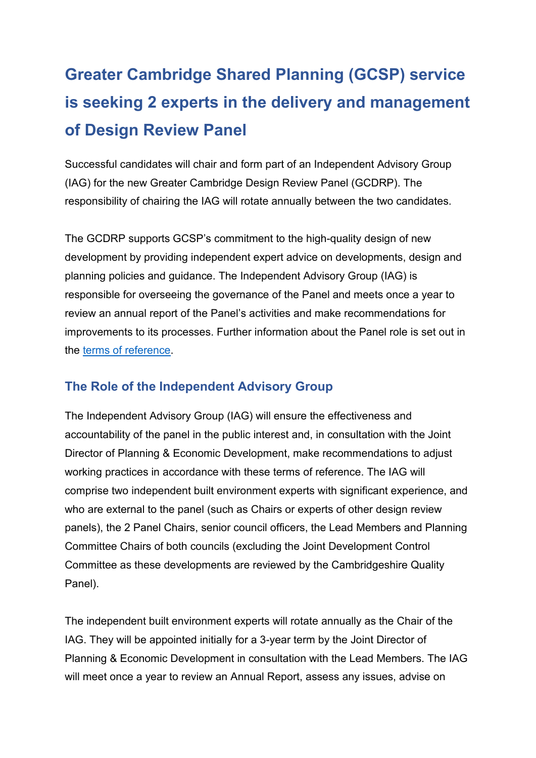# Greater Cambridge Shared Planning (GCSP) service is seeking 2 experts in the delivery and management of Design Review Panel

Successful candidates will chair and form part of an Independent Advisory Group (IAG) for the new Greater Cambridge Design Review Panel (GCDRP). The responsibility of chairing the IAG will rotate annually between the two candidates.

The GCDRP supports GCSP's commitment to the high-quality design of new development by providing independent expert advice on developments, design and planning policies and guidance. The Independent Advisory Group (IAG) is responsible for overseeing the governance of the Panel and meets once a year to review an annual report of the Panel's activities and make recommendations for improvements to its processes. Further information about the Panel role is set out in the terms of reference.

## The Role of the Independent Advisory Group

The Independent Advisory Group (IAG) will ensure the effectiveness and accountability of the panel in the public interest and, in consultation with the Joint Director of Planning & Economic Development, make recommendations to adjust working practices in accordance with these terms of reference. The IAG will comprise two independent built environment experts with significant experience, and who are external to the panel (such as Chairs or experts of other design review panels), the 2 Panel Chairs, senior council officers, the Lead Members and Planning Committee Chairs of both councils (excluding the Joint Development Control Committee as these developments are reviewed by the Cambridgeshire Quality Panel).

The independent built environment experts will rotate annually as the Chair of the IAG. They will be appointed initially for a 3-year term by the Joint Director of Planning & Economic Development in consultation with the Lead Members. The IAG will meet once a year to review an Annual Report, assess any issues, advise on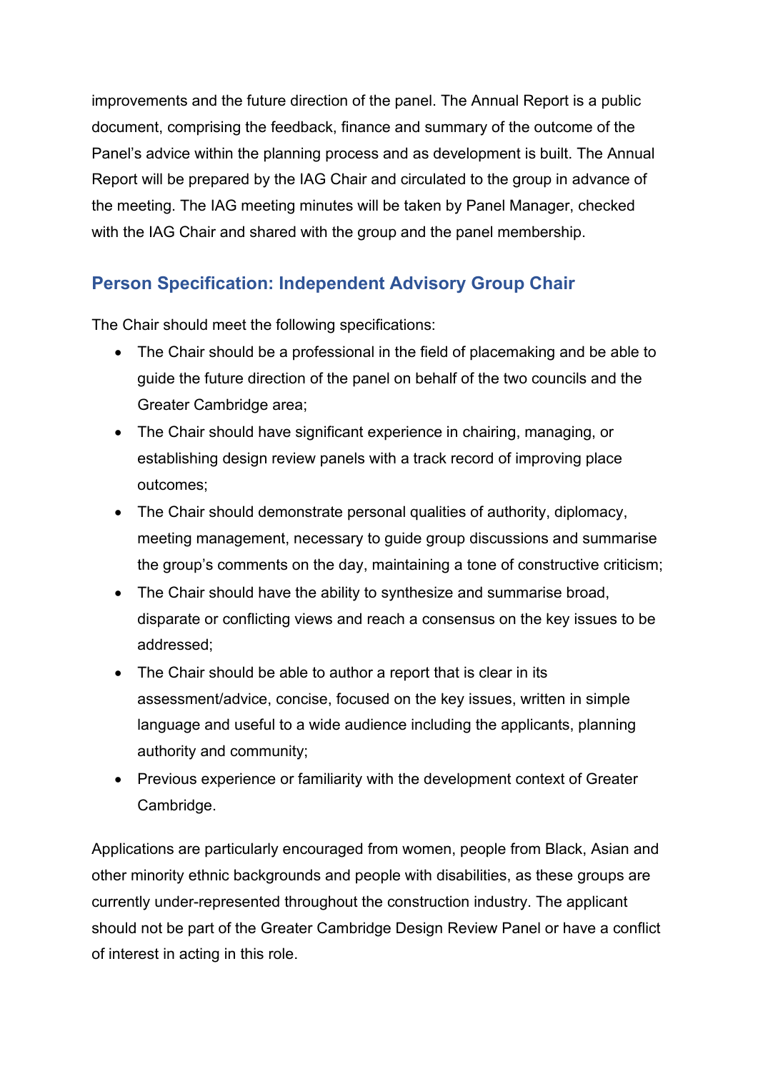improvements and the future direction of the panel. The Annual Report is a public document, comprising the feedback, finance and summary of the outcome of the Panel's advice within the planning process and as development is built. The Annual Report will be prepared by the IAG Chair and circulated to the group in advance of the meeting. The IAG meeting minutes will be taken by Panel Manager, checked with the IAG Chair and shared with the group and the panel membership.

## Person Specification: Independent Advisory Group Chair

The Chair should meet the following specifications:

- The Chair should be a professional in the field of placemaking and be able to guide the future direction of the panel on behalf of the two councils and the Greater Cambridge area;
- The Chair should have significant experience in chairing, managing, or establishing design review panels with a track record of improving place outcomes;
- The Chair should demonstrate personal qualities of authority, diplomacy, meeting management, necessary to guide group discussions and summarise the group's comments on the day, maintaining a tone of constructive criticism;
- The Chair should have the ability to synthesize and summarise broad, disparate or conflicting views and reach a consensus on the key issues to be addressed;
- The Chair should be able to author a report that is clear in its assessment/advice, concise, focused on the key issues, written in simple language and useful to a wide audience including the applicants, planning authority and community;
- Previous experience or familiarity with the development context of Greater Cambridge.

Applications are particularly encouraged from women, people from Black, Asian and other minority ethnic backgrounds and people with disabilities, as these groups are currently under-represented throughout the construction industry. The applicant should not be part of the Greater Cambridge Design Review Panel or have a conflict of interest in acting in this role.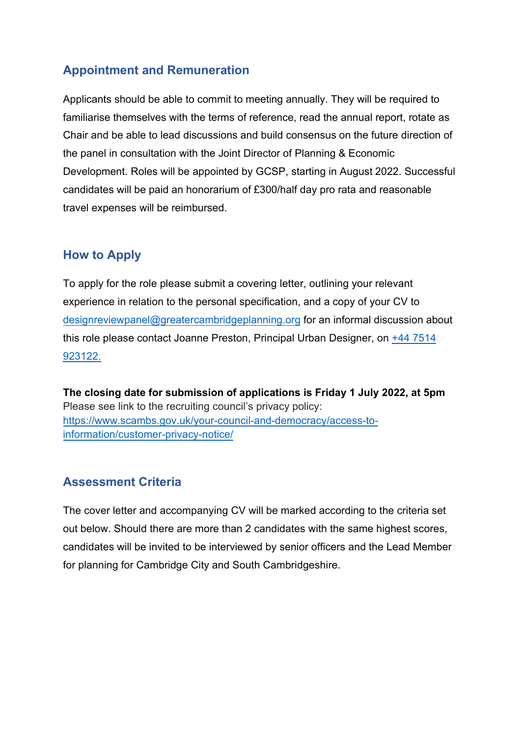## Appointment and Remuneration

Applicants should be able to commit to meeting annually. They will be required to familiarise themselves with the terms of reference, read the annual report, rotate as Chair and be able to lead discussions and build consensus on the future direction of the panel in consultation with the Joint Director of Planning & Economic Development. Roles will be appointed by GCSP, starting in August 2022. Successful candidates will be paid an honorarium of £300/half day pro rata and reasonable travel expenses will be reimbursed.

## How to Apply

To apply for the role please submit a covering letter, outlining your relevant experience in relation to the personal specification, and a copy of your CV to [designreviewpanel@greatercambridgeplanning.org](mailto:designreviewpanel@greatercambridgeplanning.org) for an informal discussion about this role please contact Joanne Preston, Principal Urban Designer, on [+44 7514 923122.](tel:+447514923122)

**The closing date for submission of applications is Friday 1 July 2022, at 5pm**
Please see link to the recruiting council's privacy policy:
[https://www.scambs.gov.uk/your-council-and-democracy/access-to-information/customer-privacy-notice/](https://www.scambs.gov.uk/your-council-and-democracy/access-to-information/customer-privacy-notice/)

## Assessment Criteria

The cover letter and accompanying CV will be marked according to the criteria set out below. Should there are more than 2 candidates with the same highest scores, candidates will be invited to be interviewed by senior officers and the Lead Member for planning for Cambridge City and South Cambridgeshire.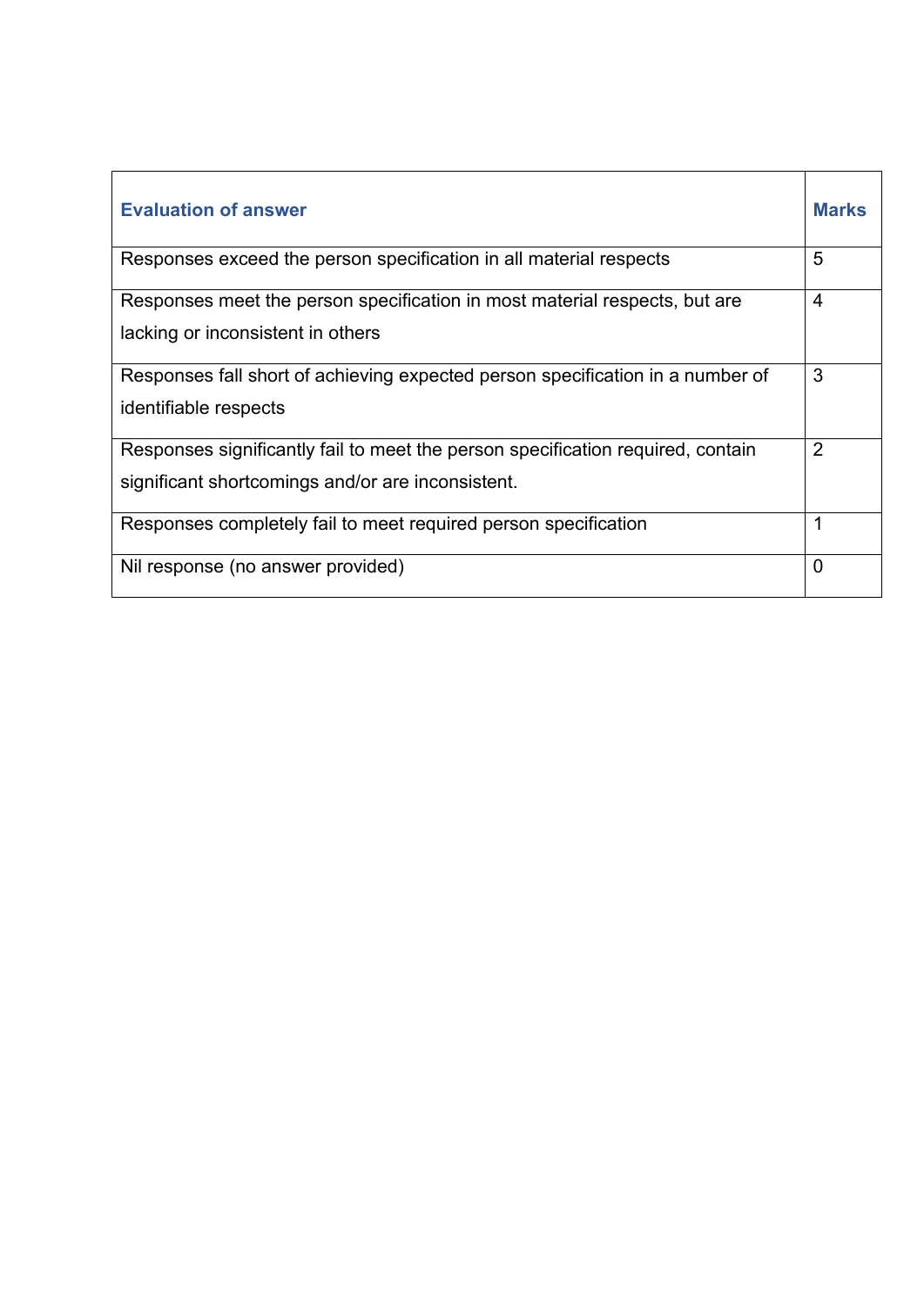| Evaluation of answer | Marks |
|---|---|
| Responses exceed the person specification in all material respects | 5 |
| Responses meet the person specification in most material respects, but are lacking or inconsistent in others | 4 |
| Responses fall short of achieving expected person specification in a number of identifiable respects | 3 |
| Responses significantly fail to meet the person specification required, contain significant shortcomings and/or are inconsistent. | 2 |
| Responses completely fail to meet required person specification | 1 |
| Nil response (no answer provided) | 0 |